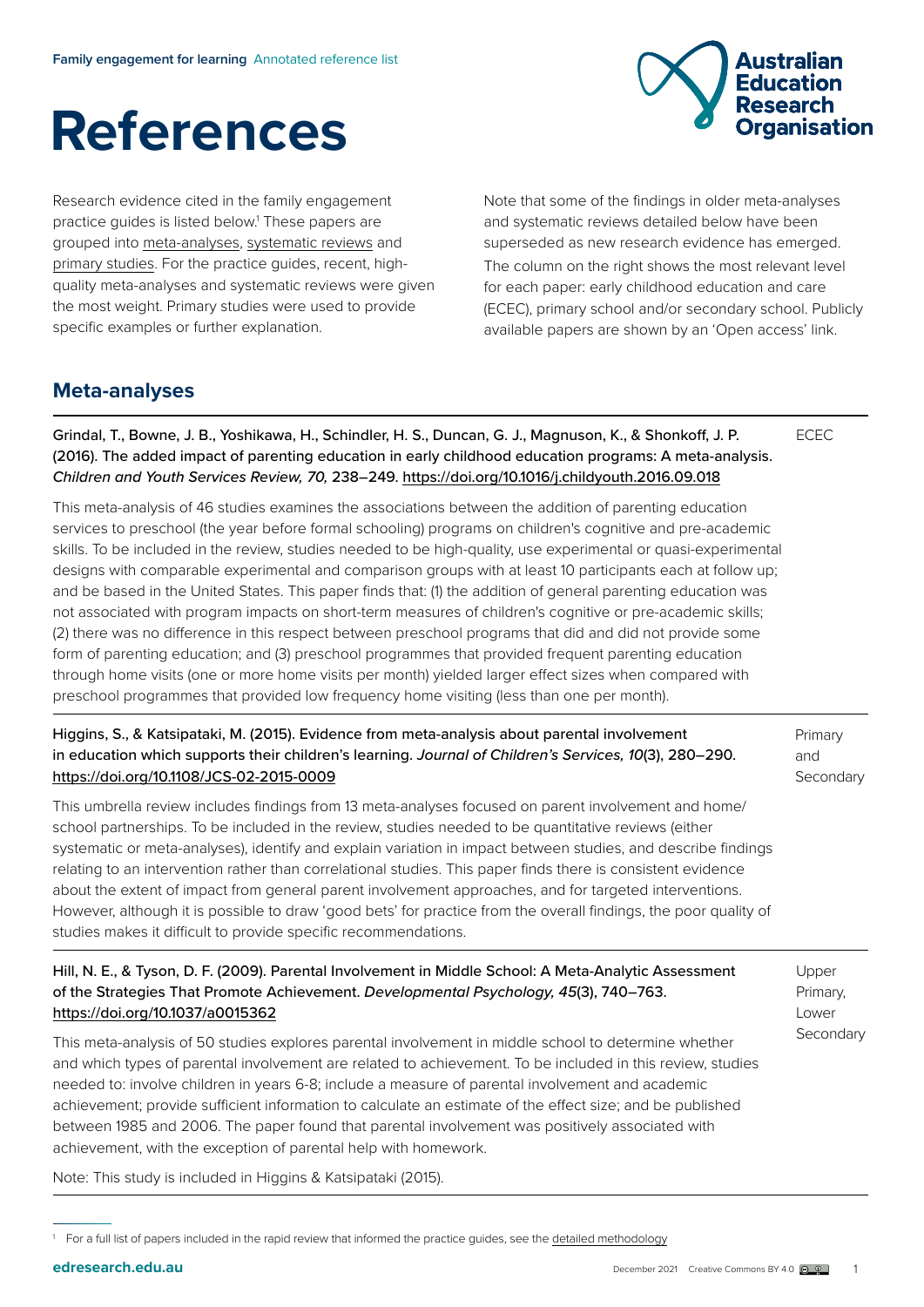Family engagement for learning Annotated reference list

# References

Research evidence cited in the family engagement practice guides is listed below.[1] These papers are grouped into meta-analyses, systematic reviews and primary studies. For the practice guides, recent, high-quality meta-analyses and systematic reviews were given the most weight. Primary studies were used to provide specific examples or further explanation.

Note that some of the findings in older meta-analyses and systematic reviews detailed below have been superseded as new research evidence has emerged. The column on the right shows the most relevant level for each paper: early childhood education and care (ECEC), primary school and/or secondary school. Publicly available papers are shown by an 'Open access' link.

## Meta-analyses

Grindal, T., Bowne, J. B., Yoshikawa, H., Schindler, H. S., Duncan, G. J., Magnuson, K., & Shonkoff, J. P. (2016). The added impact of parenting education in early childhood education programs: A meta-analysis. *Children and Youth Services Review, 70,* 238–249. https://doi.org/10.1016/j.childyouth.2016.09.018

**ECEC**

This meta-analysis of 46 studies examines the associations between the addition of parenting education services to preschool (the year before formal schooling) programs on children's cognitive and pre-academic skills. To be included in the review, studies needed to be high-quality, use experimental or quasi-experimental designs with comparable experimental and comparison groups with at least 10 participants each at follow up; and be based in the United States. This paper finds that: (1) the addition of general parenting education was not associated with program impacts on short-term measures of children's cognitive or pre-academic skills; (2) there was no difference in this respect between preschool programs that did and did not provide some form of parenting education; and (3) preschool programmes that provided frequent parenting education through home visits (one or more home visits per month) yielded larger effect sizes when compared with preschool programmes that provided low frequency home visiting (less than one per month).

Higgins, S., & Katsipataki, M. (2015). Evidence from meta-analysis about parental involvement in education which supports their children's learning. *Journal of Children's Services, 10*(3), 280–290. https://doi.org/10.1108/JCS-02-2015-0009

**Primary and Secondary**

This umbrella review includes findings from 13 meta-analyses focused on parent involvement and home/school partnerships. To be included in the review, studies needed to be quantitative reviews (either systematic or meta-analyses), identify and explain variation in impact between studies, and describe findings relating to an intervention rather than correlational studies. This paper finds there is consistent evidence about the extent of impact from general parent involvement approaches, and for targeted interventions. However, although it is possible to draw 'good bets' for practice from the overall findings, the poor quality of studies makes it difficult to provide specific recommendations.

Hill, N. E., & Tyson, D. F. (2009). Parental Involvement in Middle School: A Meta-Analytic Assessment of the Strategies That Promote Achievement. *Developmental Psychology, 45*(3), 740–763. https://doi.org/10.1037/a0015362

**Upper Primary, Lower Secondary**

This meta-analysis of 50 studies explores parental involvement in middle school to determine whether and which types of parental involvement are related to achievement. To be included in this review, studies needed to: involve children in years 6-8; include a measure of parental involvement and academic achievement; provide sufficient information to calculate an estimate of the effect size; and be published between 1985 and 2006. The paper found that parental involvement was positively associated with achievement, with the exception of parental help with homework.

Note: This study is included in Higgins & Katsipataki (2015).

[1] For a full list of papers included in the rapid review that informed the practice guides, see the detailed methodology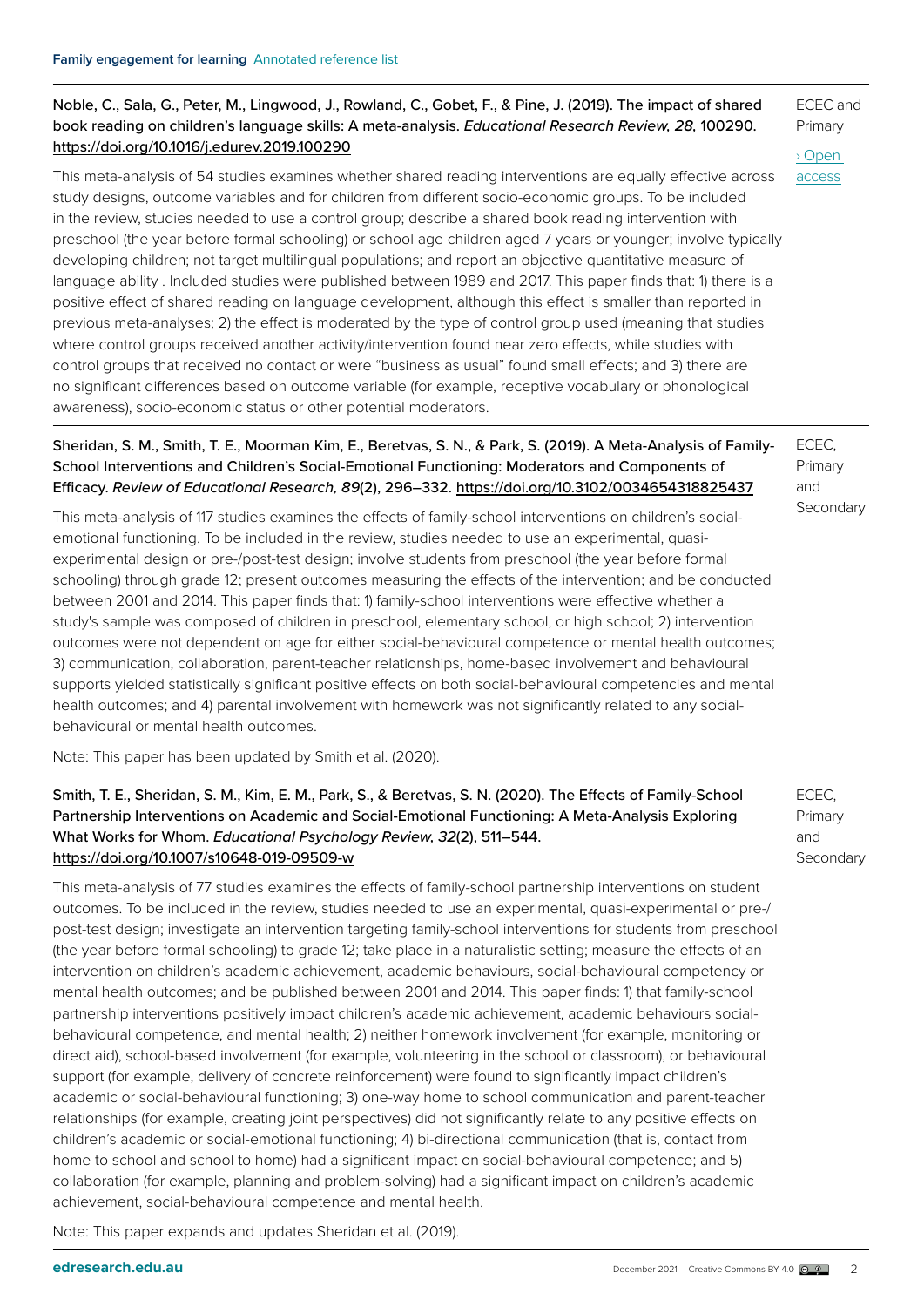Noble, C., Sala, G., Peter, M., Lingwood, J., Rowland, C., Gobet, F., & Pine, J. (2019). The impact of shared book reading on children's language skills: A meta-analysis. *Educational Research Review, 28,* 100290. https://doi.org/10.1016/j.edurev.2019.100290

ECEC and Primary

› Open access

This meta-analysis of 54 studies examines whether shared reading interventions are equally effective across study designs, outcome variables and for children from different socio-economic groups. To be included in the review, studies needed to use a control group; describe a shared book reading intervention with preschool (the year before formal schooling) or school age children aged 7 years or younger; involve typically developing children; not target multilingual populations; and report an objective quantitative measure of language ability . Included studies were published between 1989 and 2017. This paper finds that: 1) there is a positive effect of shared reading on language development, although this effect is smaller than reported in previous meta-analyses; 2) the effect is moderated by the type of control group used (meaning that studies where control groups received another activity/intervention found near zero effects, while studies with control groups that received no contact or were "business as usual" found small effects; and 3) there are no significant differences based on outcome variable (for example, receptive vocabulary or phonological awareness), socio-economic status or other potential moderators.

---

Sheridan, S. M., Smith, T. E., Moorman Kim, E., Beretvas, S. N., & Park, S. (2019). A Meta-Analysis of Family-School Interventions and Children's Social-Emotional Functioning: Moderators and Components of Efficacy. *Review of Educational Research, 89*(2), 296–332. https://doi.org/10.3102/0034654318825437

ECEC, Primary and Secondary

This meta-analysis of 117 studies examines the effects of family-school interventions on children's social-emotional functioning. To be included in the review, studies needed to use an experimental, quasi-experimental design or pre-/post-test design; involve students from preschool (the year before formal schooling) through grade 12; present outcomes measuring the effects of the intervention; and be conducted between 2001 and 2014. This paper finds that: 1) family-school interventions were effective whether a study's sample was composed of children in preschool, elementary school, or high school; 2) intervention outcomes were not dependent on age for either social-behavioural competence or mental health outcomes; 3) communication, collaboration, parent-teacher relationships, home-based involvement and behavioural supports yielded statistically significant positive effects on both social-behavioural competencies and mental health outcomes; and 4) parental involvement with homework was not significantly related to any social-behavioural or mental health outcomes.

Note: This paper has been updated by Smith et al. (2020).

---

Smith, T. E., Sheridan, S. M., Kim, E. M., Park, S., & Beretvas, S. N. (2020). The Effects of Family-School Partnership Interventions on Academic and Social-Emotional Functioning: A Meta-Analysis Exploring What Works for Whom. *Educational Psychology Review, 32*(2), 511–544. https://doi.org/10.1007/s10648-019-09509-w

ECEC, Primary and Secondary

This meta-analysis of 77 studies examines the effects of family-school partnership interventions on student outcomes. To be included in the review, studies needed to use an experimental, quasi-experimental or pre-/post-test design; investigate an intervention targeting family-school interventions for students from preschool (the year before formal schooling) to grade 12; take place in a naturalistic setting; measure the effects of an intervention on children's academic achievement, academic behaviours, social-behavioural competency or mental health outcomes; and be published between 2001 and 2014. This paper finds: 1) that family-school partnership interventions positively impact children's academic achievement, academic behaviours social-behavioural competence, and mental health; 2) neither homework involvement (for example, monitoring or direct aid), school-based involvement (for example, volunteering in the school or classroom), or behavioural support (for example, delivery of concrete reinforcement) were found to significantly impact children's academic or social-behavioural functioning; 3) one-way home to school communication and parent-teacher relationships (for example, creating joint perspectives) did not significantly relate to any positive effects on children's academic or social-emotional functioning; 4) bi-directional communication (that is, contact from home to school and school to home) had a significant impact on social-behavioural competence; and 5) collaboration (for example, planning and problem-solving) had a significant impact on children's academic achievement, social-behavioural competence and mental health.

Note: This paper expands and updates Sheridan et al. (2019).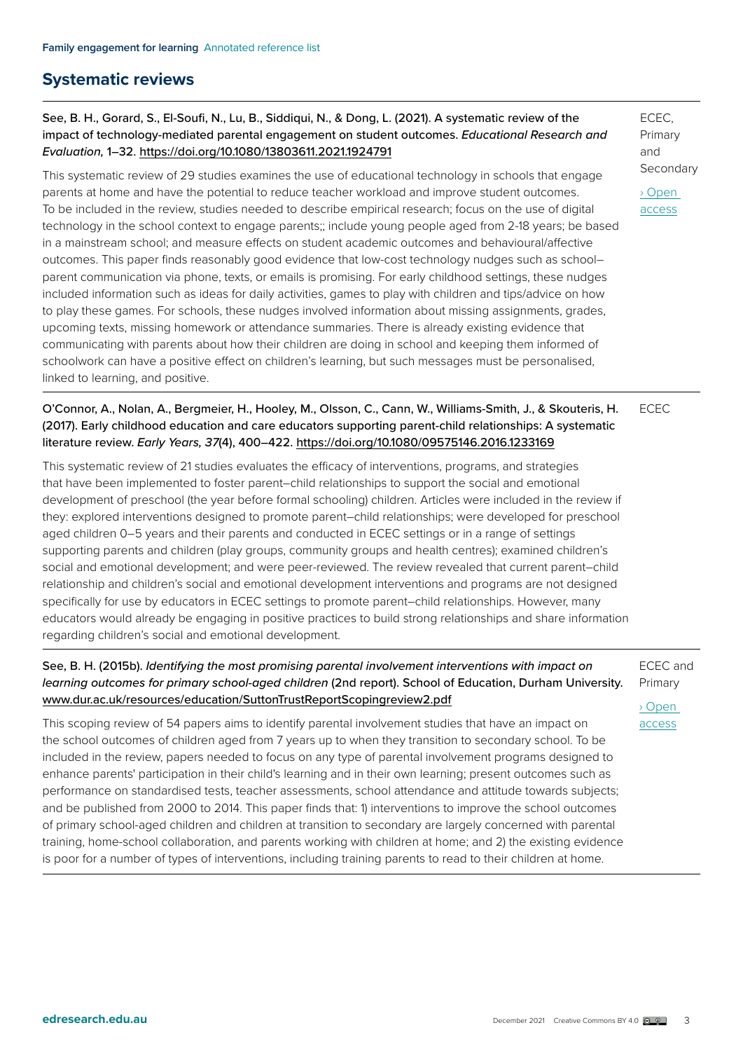## Systematic reviews

See, B. H., Gorard, S., El-Soufi, N., Lu, B., Siddiqui, N., & Dong, L. (2021). A systematic review of the impact of technology-mediated parental engagement on student outcomes. *Educational Research and Evaluation,* 1–32. https://doi.org/10.1080/13803611.2021.1924791

ECEC, Primary and Secondary

› Open access

This systematic review of 29 studies examines the use of educational technology in schools that engage parents at home and have the potential to reduce teacher workload and improve student outcomes. To be included in the review, studies needed to describe empirical research; focus on the use of digital technology in the school context to engage parents;; include young people aged from 2-18 years; be based in a mainstream school; and measure effects on student academic outcomes and behavioural/affective outcomes. This paper finds reasonably good evidence that low-cost technology nudges such as school–parent communication via phone, texts, or emails is promising. For early childhood settings, these nudges included information such as ideas for daily activities, games to play with children and tips/advice on how to play these games. For schools, these nudges involved information about missing assignments, grades, upcoming texts, missing homework or attendance summaries. There is already existing evidence that communicating with parents about how their children are doing in school and keeping them informed of schoolwork can have a positive effect on children's learning, but such messages must be personalised, linked to learning, and positive.

---

O'Connor, A., Nolan, A., Bergmeier, H., Hooley, M., Olsson, C., Cann, W., Williams-Smith, J., & Skouteris, H. (2017). Early childhood education and care educators supporting parent-child relationships: A systematic literature review. *Early Years, 37*(4), 400–422. https://doi.org/10.1080/09575146.2016.1233169

ECEC

This systematic review of 21 studies evaluates the efficacy of interventions, programs, and strategies that have been implemented to foster parent–child relationships to support the social and emotional development of preschool (the year before formal schooling) children. Articles were included in the review if they: explored interventions designed to promote parent–child relationships; were developed for preschool aged children 0–5 years and their parents and conducted in ECEC settings or in a range of settings supporting parents and children (play groups, community groups and health centres); examined children's social and emotional development; and were peer-reviewed. The review revealed that current parent–child relationship and children's social and emotional development interventions and programs are not designed specifically for use by educators in ECEC settings to promote parent–child relationships. However, many educators would already be engaging in positive practices to build strong relationships and share information regarding children's social and emotional development.

---

See, B. H. (2015b). *Identifying the most promising parental involvement interventions with impact on learning outcomes for primary school-aged children* (2nd report). School of Education, Durham University. www.dur.ac.uk/resources/education/SuttonTrustReportScopingreview2.pdf

ECEC and Primary

› Open access

This scoping review of 54 papers aims to identify parental involvement studies that have an impact on the school outcomes of children aged from 7 years up to when they transition to secondary school. To be included in the review, papers needed to focus on any type of parental involvement programs designed to enhance parents' participation in their child's learning and in their own learning; present outcomes such as performance on standardised tests, teacher assessments, school attendance and attitude towards subjects; and be published from 2000 to 2014. This paper finds that: 1) interventions to improve the school outcomes of primary school-aged children and children at transition to secondary are largely concerned with parental training, home-school collaboration, and parents working with children at home; and 2) the existing evidence is poor for a number of types of interventions, including training parents to read to their children at home.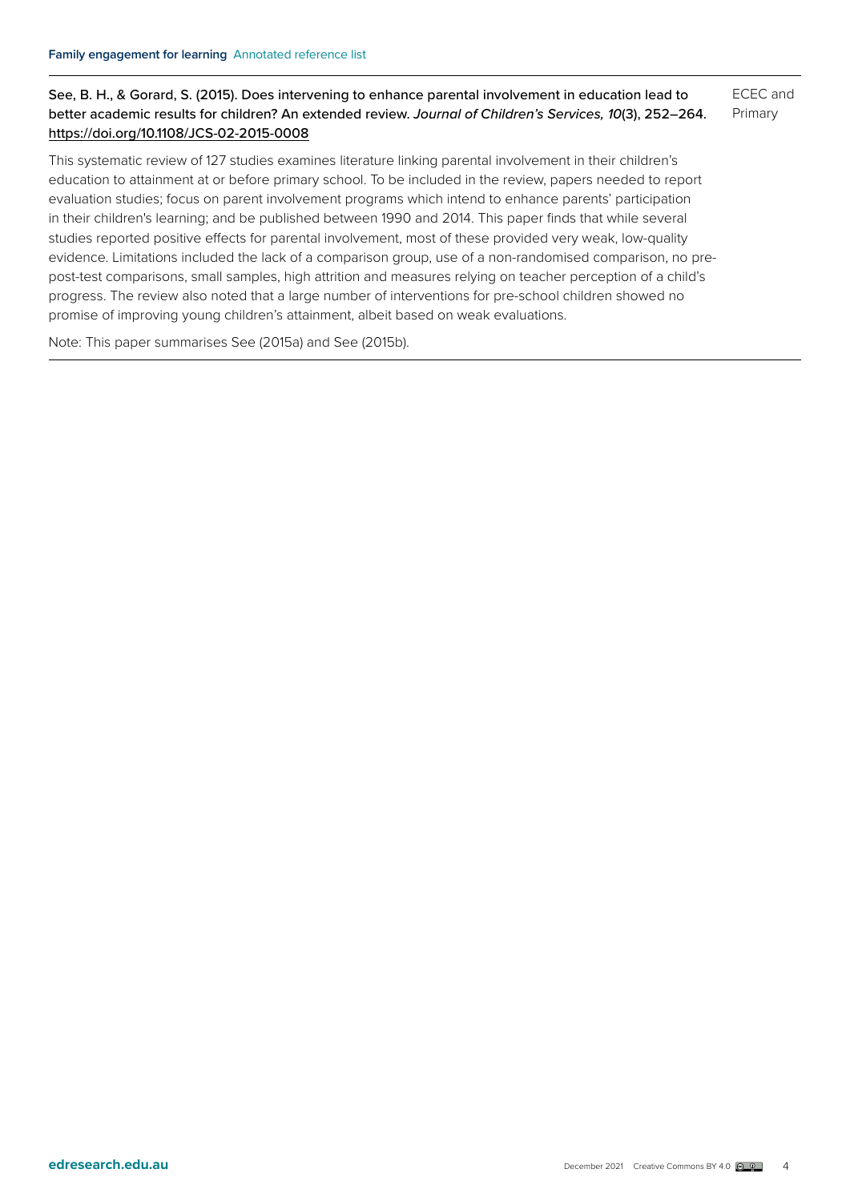See, B. H., & Gorard, S. (2015). Does intervening to enhance parental involvement in education lead to better academic results for children? An extended review. *Journal of Children's Services, 10*(3), 252–264. https://doi.org/10.1108/JCS-02-2015-0008

ECEC and Primary

This systematic review of 127 studies examines literature linking parental involvement in their children's education to attainment at or before primary school. To be included in the review, papers needed to report evaluation studies; focus on parent involvement programs which intend to enhance parents' participation in their children's learning; and be published between 1990 and 2014. This paper finds that while several studies reported positive effects for parental involvement, most of these provided very weak, low-quality evidence. Limitations included the lack of a comparison group, use of a non-randomised comparison, no pre-post-test comparisons, small samples, high attrition and measures relying on teacher perception of a child's progress. The review also noted that a large number of interventions for pre-school children showed no promise of improving young children's attainment, albeit based on weak evaluations.

Note: This paper summarises See (2015a) and See (2015b).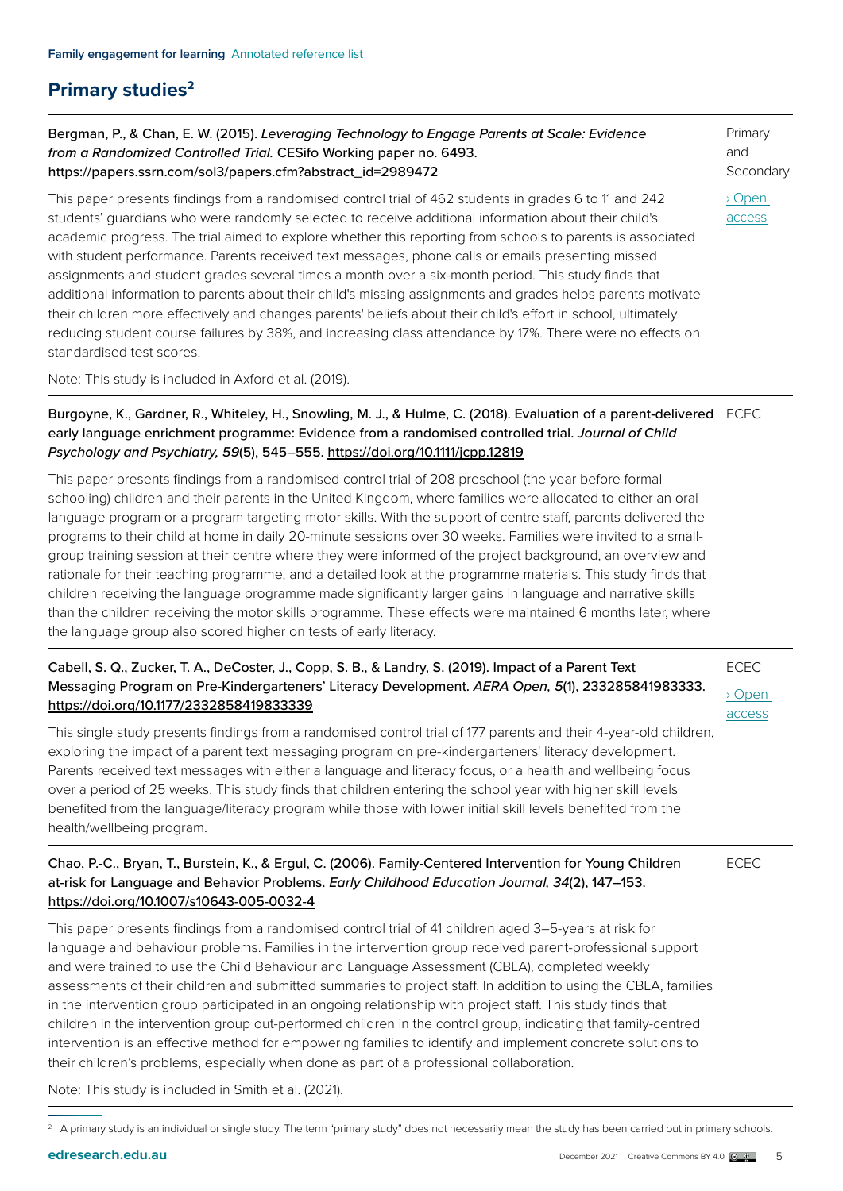## Primary studies[2]

Bergman, P., & Chan, E. W. (2015). *Leveraging Technology to Engage Parents at Scale: Evidence from a Randomized Controlled Trial.* CESifo Working paper no. 6493. https://papers.ssrn.com/sol3/papers.cfm?abstract_id=2989472

Primary and Secondary

› Open access

This paper presents findings from a randomised control trial of 462 students in grades 6 to 11 and 242 students' guardians who were randomly selected to receive additional information about their child's academic progress. The trial aimed to explore whether this reporting from schools to parents is associated with student performance. Parents received text messages, phone calls or emails presenting missed assignments and student grades several times a month over a six-month period. This study finds that additional information to parents about their child's missing assignments and grades helps parents motivate their children more effectively and changes parents' beliefs about their child's effort in school, ultimately reducing student course failures by 38%, and increasing class attendance by 17%. There were no effects on standardised test scores.

Note: This study is included in Axford et al. (2019).

---

Burgoyne, K., Gardner, R., Whiteley, H., Snowling, M. J., & Hulme, C. (2018). Evaluation of a parent-delivered early language enrichment programme: Evidence from a randomised controlled trial. *Journal of Child Psychology and Psychiatry, 59*(5), 545–555. https://doi.org/10.1111/jcpp.12819

ECEC

This paper presents findings from a randomised control trial of 208 preschool (the year before formal schooling) children and their parents in the United Kingdom, where families were allocated to either an oral language program or a program targeting motor skills. With the support of centre staff, parents delivered the programs to their child at home in daily 20-minute sessions over 30 weeks. Families were invited to a small-group training session at their centre where they were informed of the project background, an overview and rationale for their teaching programme, and a detailed look at the programme materials. This study finds that children receiving the language programme made significantly larger gains in language and narrative skills than the children receiving the motor skills programme. These effects were maintained 6 months later, where the language group also scored higher on tests of early literacy.

---

Cabell, S. Q., Zucker, T. A., DeCoster, J., Copp, S. B., & Landry, S. (2019). Impact of a Parent Text Messaging Program on Pre-Kindergarteners' Literacy Development. *AERA Open, 5*(1), 233285841983333. https://doi.org/10.1177/2332858419833339

ECEC

› Open access

This single study presents findings from a randomised control trial of 177 parents and their 4-year-old children, exploring the impact of a parent text messaging program on pre-kindergarteners' literacy development. Parents received text messages with either a language and literacy focus, or a health and wellbeing focus over a period of 25 weeks. This study finds that children entering the school year with higher skill levels benefited from the language/literacy program while those with lower initial skill levels benefited from the health/wellbeing program.

---

Chao, P.-C., Bryan, T., Burstein, K., & Ergul, C. (2006). Family-Centered Intervention for Young Children at-risk for Language and Behavior Problems. *Early Childhood Education Journal, 34*(2), 147–153. https://doi.org/10.1007/s10643-005-0032-4

ECEC

This paper presents findings from a randomised control trial of 41 children aged 3–5-years at risk for language and behaviour problems. Families in the intervention group received parent-professional support and were trained to use the Child Behaviour and Language Assessment (CBLA), completed weekly assessments of their children and submitted summaries to project staff. In addition to using the CBLA, families in the intervention group participated in an ongoing relationship with project staff. This study finds that children in the intervention group out-performed children in the control group, indicating that family-centred intervention is an effective method for empowering families to identify and implement concrete solutions to their children's problems, especially when done as part of a professional collaboration.

Note: This study is included in Smith et al. (2021).

---

[2] A primary study is an individual or single study. The term "primary study" does not necessarily mean the study has been carried out in primary schools.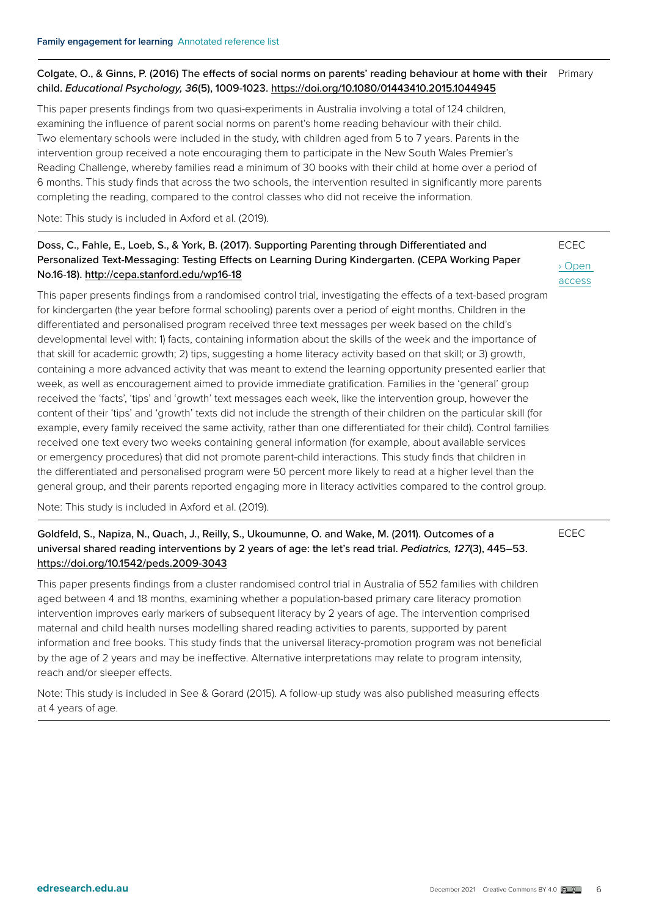Colgate, O., & Ginns, P. (2016) The effects of social norms on parents' reading behaviour at home with their child. *Educational Psychology, 36*(5), 1009-1023. https://doi.org/10.1080/01443410.2015.1044945

Primary

This paper presents findings from two quasi-experiments in Australia involving a total of 124 children, examining the influence of parent social norms on parent's home reading behaviour with their child. Two elementary schools were included in the study, with children aged from 5 to 7 years. Parents in the intervention group received a note encouraging them to participate in the New South Wales Premier's Reading Challenge, whereby families read a minimum of 30 books with their child at home over a period of 6 months. This study finds that across the two schools, the intervention resulted in significantly more parents completing the reading, compared to the control classes who did not receive the information.

Note: This study is included in Axford et al. (2019).

---

Doss, C., Fahle, E., Loeb, S., & York, B. (2017). Supporting Parenting through Differentiated and Personalized Text-Messaging: Testing Effects on Learning During Kindergarten. (CEPA Working Paper No.16-18). http://cepa.stanford.edu/wp16-18

ECEC

› Open access

This paper presents findings from a randomised control trial, investigating the effects of a text-based program for kindergarten (the year before formal schooling) parents over a period of eight months. Children in the differentiated and personalised program received three text messages per week based on the child's developmental level with: 1) facts, containing information about the skills of the week and the importance of that skill for academic growth; 2) tips, suggesting a home literacy activity based on that skill; or 3) growth, containing a more advanced activity that was meant to extend the learning opportunity presented earlier that week, as well as encouragement aimed to provide immediate gratification. Families in the 'general' group received the 'facts', 'tips' and 'growth' text messages each week, like the intervention group, however the content of their 'tips' and 'growth' texts did not include the strength of their children on the particular skill (for example, every family received the same activity, rather than one differentiated for their child). Control families received one text every two weeks containing general information (for example, about available services or emergency procedures) that did not promote parent-child interactions. This study finds that children in the differentiated and personalised program were 50 percent more likely to read at a higher level than the general group, and their parents reported engaging more in literacy activities compared to the control group.

Note: This study is included in Axford et al. (2019).

---

Goldfeld, S., Napiza, N., Quach, J., Reilly, S., Ukoumunne, O. and Wake, M. (2011). Outcomes of a universal shared reading interventions by 2 years of age: the let's read trial. *Pediatrics, 127*(3), 445–53. https://doi.org/10.1542/peds.2009-3043

ECEC

This paper presents findings from a cluster randomised control trial in Australia of 552 families with children aged between 4 and 18 months, examining whether a population-based primary care literacy promotion intervention improves early markers of subsequent literacy by 2 years of age. The intervention comprised maternal and child health nurses modelling shared reading activities to parents, supported by parent information and free books. This study finds that the universal literacy-promotion program was not beneficial by the age of 2 years and may be ineffective. Alternative interpretations may relate to program intensity, reach and/or sleeper effects.

Note: This study is included in See & Gorard (2015). A follow-up study was also published measuring effects at 4 years of age.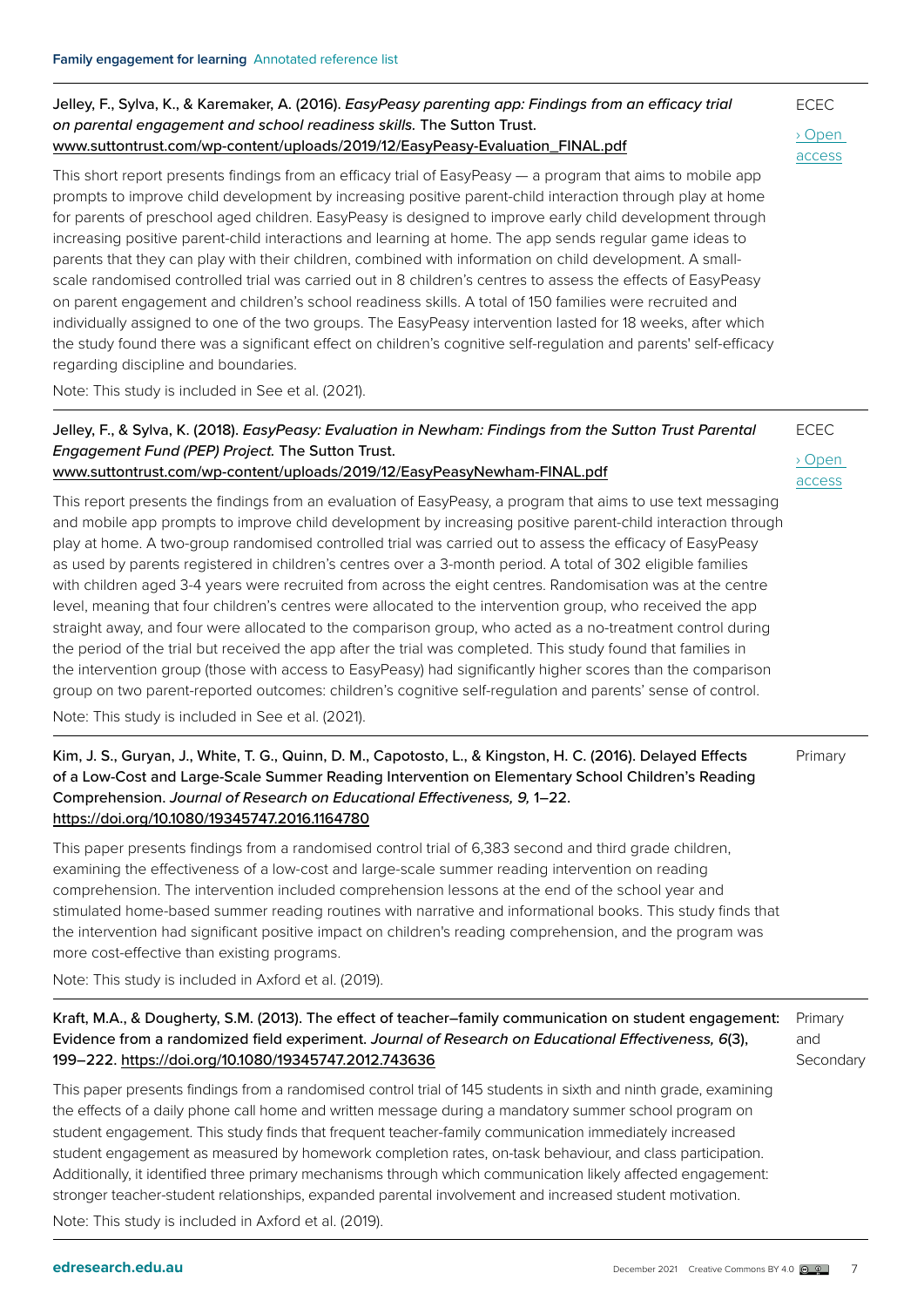Jelley, F., Sylva, K., & Karemaker, A. (2016). *EasyPeasy parenting app: Findings from an efficacy trial on parental engagement and school readiness skills.* The Sutton Trust. www.suttontrust.com/wp-content/uploads/2019/12/EasyPeasy-Evaluation_FINAL.pdf

ECEC

› Open access

This short report presents findings from an efficacy trial of EasyPeasy — a program that aims to mobile app prompts to improve child development by increasing positive parent-child interaction through play at home for parents of preschool aged children. EasyPeasy is designed to improve early child development through increasing positive parent-child interactions and learning at home. The app sends regular game ideas to parents that they can play with their children, combined with information on child development. A small-scale randomised controlled trial was carried out in 8 children's centres to assess the effects of EasyPeasy on parent engagement and children's school readiness skills. A total of 150 families were recruited and individually assigned to one of the two groups. The EasyPeasy intervention lasted for 18 weeks, after which the study found there was a significant effect on children's cognitive self-regulation and parents' self-efficacy regarding discipline and boundaries.

Note: This study is included in See et al. (2021).

---

Jelley, F., & Sylva, K. (2018). *EasyPeasy: Evaluation in Newham: Findings from the Sutton Trust Parental Engagement Fund (PEP) Project.* The Sutton Trust. www.suttontrust.com/wp-content/uploads/2019/12/EasyPeasyNewham-FINAL.pdf

ECEC

› Open access

This report presents the findings from an evaluation of EasyPeasy, a program that aims to use text messaging and mobile app prompts to improve child development by increasing positive parent-child interaction through play at home. A two-group randomised controlled trial was carried out to assess the efficacy of EasyPeasy as used by parents registered in children's centres over a 3-month period. A total of 302 eligible families with children aged 3-4 years were recruited from across the eight centres. Randomisation was at the centre level, meaning that four children's centres were allocated to the intervention group, who received the app straight away, and four were allocated to the comparison group, who acted as a no-treatment control during the period of the trial but received the app after the trial was completed. This study found that families in the intervention group (those with access to EasyPeasy) had significantly higher scores than the comparison group on two parent-reported outcomes: children's cognitive self-regulation and parents' sense of control.

Note: This study is included in See et al. (2021).

---

Kim, J. S., Guryan, J., White, T. G., Quinn, D. M., Capotosto, L., & Kingston, H. C. (2016). Delayed Effects of a Low-Cost and Large-Scale Summer Reading Intervention on Elementary School Children's Reading Comprehension. *Journal of Research on Educational Effectiveness, 9,* 1–22. https://doi.org/10.1080/19345747.2016.1164780

Primary

This paper presents findings from a randomised control trial of 6,383 second and third grade children, examining the effectiveness of a low-cost and large-scale summer reading intervention on reading comprehension. The intervention included comprehension lessons at the end of the school year and stimulated home-based summer reading routines with narrative and informational books. This study finds that the intervention had significant positive impact on children's reading comprehension, and the program was more cost-effective than existing programs.

Note: This study is included in Axford et al. (2019).

---

Kraft, M.A., & Dougherty, S.M. (2013). The effect of teacher–family communication on student engagement: Evidence from a randomized field experiment. *Journal of Research on Educational Effectiveness, 6*(3), 199–222. https://doi.org/10.1080/19345747.2012.743636

Primary and Secondary

This paper presents findings from a randomised control trial of 145 students in sixth and ninth grade, examining the effects of a daily phone call home and written message during a mandatory summer school program on student engagement. This study finds that frequent teacher-family communication immediately increased student engagement as measured by homework completion rates, on-task behaviour, and class participation. Additionally, it identified three primary mechanisms through which communication likely affected engagement: stronger teacher-student relationships, expanded parental involvement and increased student motivation.

Note: This study is included in Axford et al. (2019).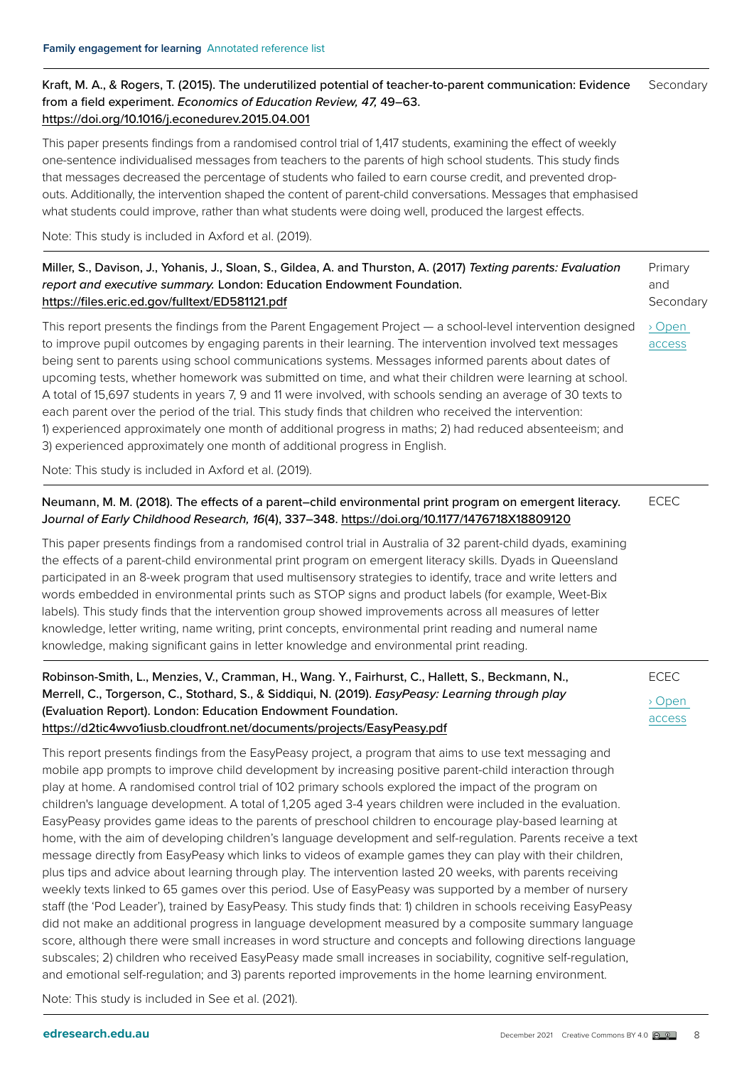**Kraft, M. A., & Rogers, T. (2015). The underutilized potential of teacher-to-parent communication: Evidence from a field experiment. *Economics of Education Review, 47,* 49–63. https://doi.org/10.1016/j.econedurev.2015.04.001**

Secondary

This paper presents findings from a randomised control trial of 1,417 students, examining the effect of weekly one-sentence individualised messages from teachers to the parents of high school students. This study finds that messages decreased the percentage of students who failed to earn course credit, and prevented drop-outs. Additionally, the intervention shaped the content of parent-child conversations. Messages that emphasised what students could improve, rather than what students were doing well, produced the largest effects.

Note: This study is included in Axford et al. (2019).

---

**Miller, S., Davison, J., Yohanis, J., Sloan, S., Gildea, A. and Thurston, A. (2017) *Texting parents: Evaluation report and executive summary.* London: Education Endowment Foundation. https://files.eric.ed.gov/fulltext/ED581121.pdf**

Primary and Secondary

› Open access

This report presents the findings from the Parent Engagement Project — a school-level intervention designed to improve pupil outcomes by engaging parents in their learning. The intervention involved text messages being sent to parents using school communications systems. Messages informed parents about dates of upcoming tests, whether homework was submitted on time, and what their children were learning at school. A total of 15,697 students in years 7, 9 and 11 were involved, with schools sending an average of 30 texts to each parent over the period of the trial. This study finds that children who received the intervention: 1) experienced approximately one month of additional progress in maths; 2) had reduced absenteeism; and 3) experienced approximately one month of additional progress in English.

Note: This study is included in Axford et al. (2019).

---

**Neumann, M. M. (2018). The effects of a parent–child environmental print program on emergent literacy. *Journal of Early Childhood Research, 16*(4), 337–348. https://doi.org/10.1177/1476718X18809120**

ECEC

This paper presents findings from a randomised control trial in Australia of 32 parent-child dyads, examining the effects of a parent-child environmental print program on emergent literacy skills. Dyads in Queensland participated in an 8-week program that used multisensory strategies to identify, trace and write letters and words embedded in environmental prints such as STOP signs and product labels (for example, Weet-Bix labels). This study finds that the intervention group showed improvements across all measures of letter knowledge, letter writing, name writing, print concepts, environmental print reading and numeral name knowledge, making significant gains in letter knowledge and environmental print reading.

---

**Robinson-Smith, L., Menzies, V., Cramman, H., Wang. Y., Fairhurst, C., Hallett, S., Beckmann, N., Merrell, C., Torgerson, C., Stothard, S., & Siddiqui, N. (2019). *EasyPeasy: Learning through play* (Evaluation Report). London: Education Endowment Foundation. https://d2tic4wvo1iusb.cloudfront.net/documents/projects/EasyPeasy.pdf**

ECEC

› Open access

This report presents findings from the EasyPeasy project, a program that aims to use text messaging and mobile app prompts to improve child development by increasing positive parent-child interaction through play at home. A randomised control trial of 102 primary schools explored the impact of the program on children's language development. A total of 1,205 aged 3-4 years children were included in the evaluation. EasyPeasy provides game ideas to the parents of preschool children to encourage play-based learning at home, with the aim of developing children's language development and self-regulation. Parents receive a text message directly from EasyPeasy which links to videos of example games they can play with their children, plus tips and advice about learning through play. The intervention lasted 20 weeks, with parents receiving weekly texts linked to 65 games over this period. Use of EasyPeasy was supported by a member of nursery staff (the 'Pod Leader'), trained by EasyPeasy. This study finds that: 1) children in schools receiving EasyPeasy did not make an additional progress in language development measured by a composite summary language score, although there were small increases in word structure and concepts and following directions language subscales; 2) children who received EasyPeasy made small increases in sociability, cognitive self-regulation, and emotional self-regulation; and 3) parents reported improvements in the home learning environment.

Note: This study is included in See et al. (2021).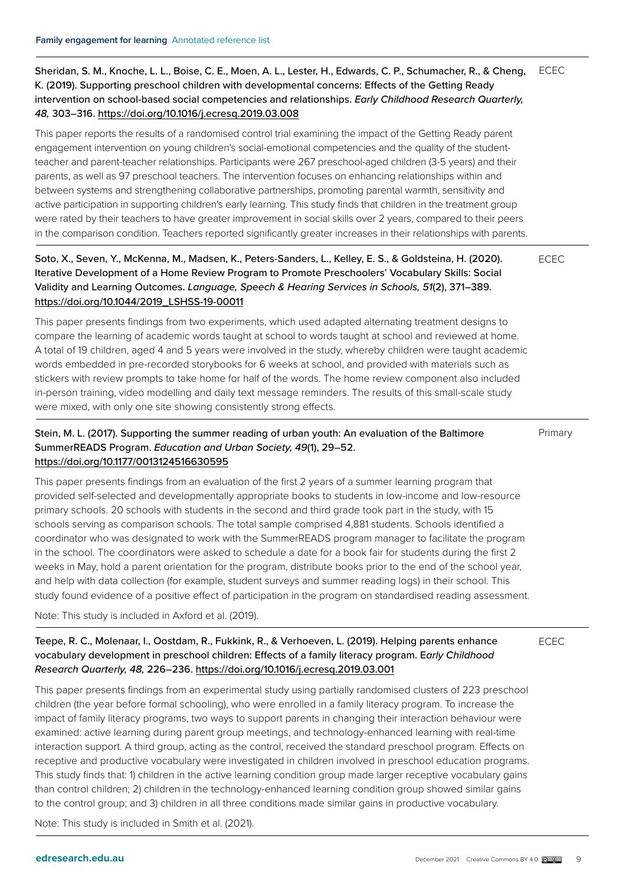Sheridan, S. M., Knoche, L. L., Boise, C. E., Moen, A. L., Lester, H., Edwards, C. P., Schumacher, R., & Cheng, K. (2019). Supporting preschool children with developmental concerns: Effects of the Getting Ready intervention on school-based social competencies and relationships. *Early Childhood Research Quarterly, 48,* 303–316. https://doi.org/10.1016/j.ecresq.2019.03.008

ECEC

This paper reports the results of a randomised control trial examining the impact of the Getting Ready parent engagement intervention on young children's social-emotional competencies and the quality of the student-teacher and parent-teacher relationships. Participants were 267 preschool-aged children (3-5 years) and their parents, as well as 97 preschool teachers. The intervention focuses on enhancing relationships within and between systems and strengthening collaborative partnerships, promoting parental warmth, sensitivity and active participation in supporting children's early learning. This study finds that children in the treatment group were rated by their teachers to have greater improvement in social skills over 2 years, compared to their peers in the comparison condition. Teachers reported significantly greater increases in their relationships with parents.

Soto, X., Seven, Y., McKenna, M., Madsen, K., Peters-Sanders, L., Kelley, E. S., & Goldsteina, H. (2020). Iterative Development of a Home Review Program to Promote Preschoolers' Vocabulary Skills: Social Validity and Learning Outcomes. *Language, Speech & Hearing Services in Schools, 51*(2), 371–389. https://doi.org/10.1044/2019_LSHSS-19-00011

ECEC

This paper presents findings from two experiments, which used adapted alternating treatment designs to compare the learning of academic words taught at school to words taught at school and reviewed at home. A total of 19 children, aged 4 and 5 years were involved in the study, whereby children were taught academic words embedded in pre-recorded storybooks for 6 weeks at school, and provided with materials such as stickers with review prompts to take home for half of the words. The home review component also included in-person training, video modelling and daily text message reminders. The results of this small-scale study were mixed, with only one site showing consistently strong effects.

Stein, M. L. (2017). Supporting the summer reading of urban youth: An evaluation of the Baltimore SummerREADS Program. *Education and Urban Society, 49*(1), 29–52. https://doi.org/10.1177/0013124516630595

Primary

This paper presents findings from an evaluation of the first 2 years of a summer learning program that provided self-selected and developmentally appropriate books to students in low-income and low-resource primary schools. 20 schools with students in the second and third grade took part in the study, with 15 schools serving as comparison schools. The total sample comprised 4,881 students. Schools identified a coordinator who was designated to work with the SummerREADS program manager to facilitate the program in the school. The coordinators were asked to schedule a date for a book fair for students during the first 2 weeks in May, hold a parent orientation for the program, distribute books prior to the end of the school year, and help with data collection (for example, student surveys and summer reading logs) in their school. This study found evidence of a positive effect of participation in the program on standardised reading assessment.

Note: This study is included in Axford et al. (2019).

Teepe, R. C., Molenaar, I., Oostdam, R., Fukkink, R., & Verhoeven, L. (2019). Helping parents enhance vocabulary development in preschool children: Effects of a family literacy program. E*arly Childhood Research Quarterly, 48,* 226–236. https://doi.org/10.1016/j.ecresq.2019.03.001

ECEC

This paper presents findings from an experimental study using partially randomised clusters of 223 preschool children (the year before formal schooling), who were enrolled in a family literacy program. To increase the impact of family literacy programs, two ways to support parents in changing their interaction behaviour were examined: active learning during parent group meetings, and technology-enhanced learning with real-time interaction support. A third group, acting as the control, received the standard preschool program. Effects on receptive and productive vocabulary were investigated in children involved in preschool education programs. This study finds that: 1) children in the active learning condition group made larger receptive vocabulary gains than control children; 2) children in the technology-enhanced learning condition group showed similar gains to the control group; and 3) children in all three conditions made similar gains in productive vocabulary.

Note: This study is included in Smith et al. (2021).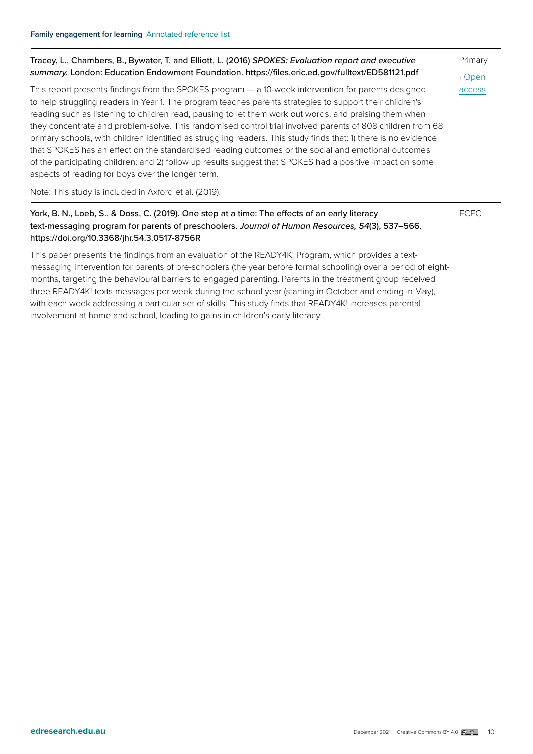Tracey, L., Chambers, B., Bywater, T. and Elliott, L. (2016) *SPOKES: Evaluation report and executive summary.* London: Education Endowment Foundation. https://files.eric.ed.gov/fulltext/ED581121.pdf

Primary

› Open access

This report presents findings from the SPOKES program — a 10-week intervention for parents designed to help struggling readers in Year 1. The program teaches parents strategies to support their children's reading such as listening to children read, pausing to let them work out words, and praising them when they concentrate and problem-solve. This randomised control trial involved parents of 808 children from 68 primary schools, with children identified as struggling readers. This study finds that: 1) there is no evidence that SPOKES has an effect on the standardised reading outcomes or the social and emotional outcomes of the participating children; and 2) follow up results suggest that SPOKES had a positive impact on some aspects of reading for boys over the longer term.

Note: This study is included in Axford et al. (2019).

---

York, B. N., Loeb, S., & Doss, C. (2019). One step at a time: The effects of an early literacy text-messaging program for parents of preschoolers. *Journal of Human Resources, 54*(3), 537–566. https://doi.org/10.3368/jhr.54.3.0517-8756R

ECEC

This paper presents the findings from an evaluation of the READY4K! Program, which provides a text-messaging intervention for parents of pre-schoolers (the year before formal schooling) over a period of eight-months, targeting the behavioural barriers to engaged parenting. Parents in the treatment group received three READY4K! texts messages per week during the school year (starting in October and ending in May), with each week addressing a particular set of skills. This study finds that READY4K! increases parental involvement at home and school, leading to gains in children's early literacy.